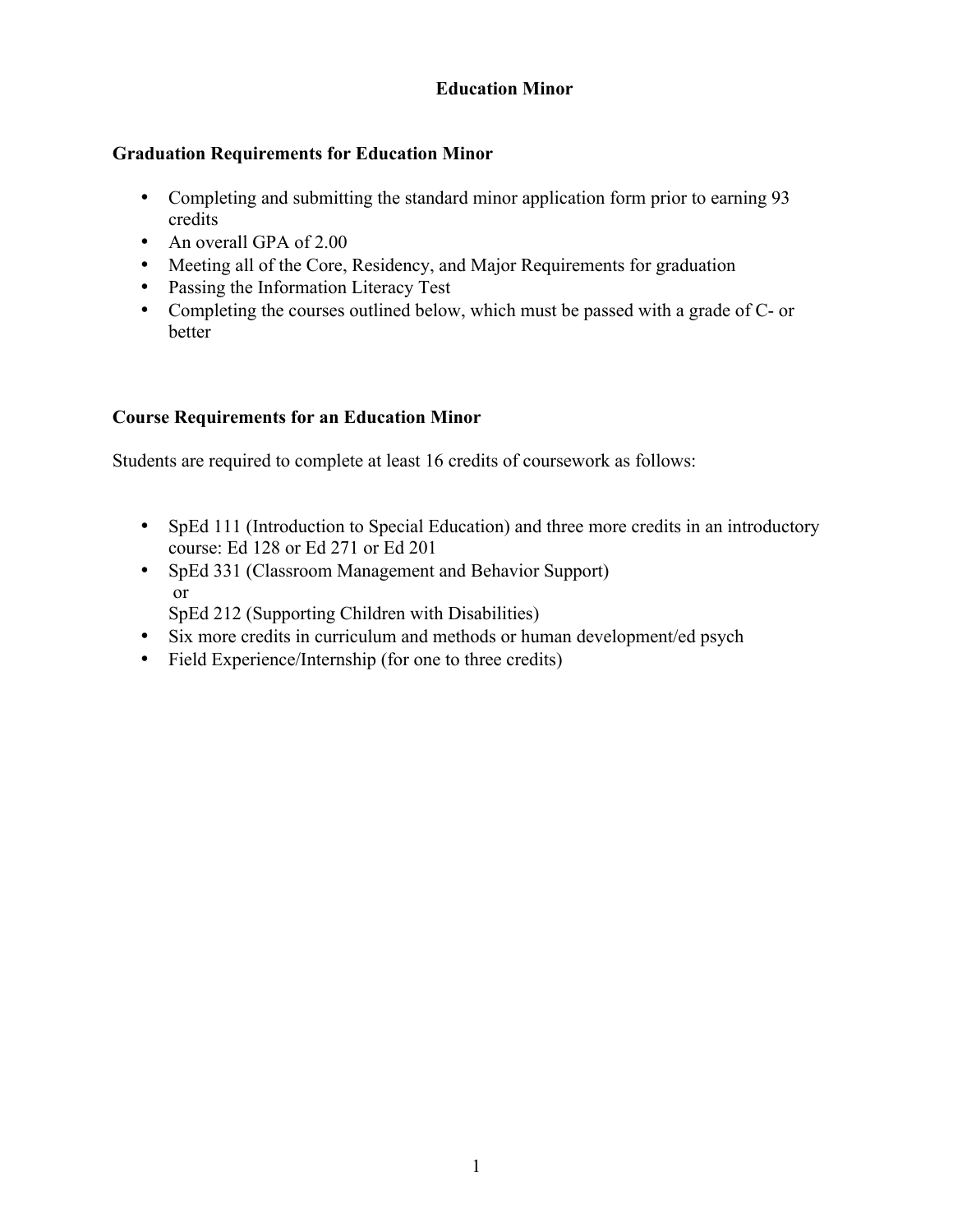# Education Minor

## Graduation Requirements for Education Minor

- Completing and submitting the standard minor application form prior to earning 93 credits
- An overall GPA of 2.00
- Meeting all of the Core, Residency, and Major Requirements for graduation
- Passing the Information Literacy Test
- Completing the courses outlined below, which must be passed with a grade of C- or better

## Course Requirements for an Education Minor

Students are required to complete at least 16 credits of coursework as follows:

- SpEd 111 (Introduction to Special Education) and three more credits in an introductory course: Ed 128 or Ed 271 or Ed 201
- SpEd 331 (Classroom Management and Behavior Support)
  or
  SpEd 212 (Supporting Children with Disabilities)
- Six more credits in curriculum and methods or human development/ed psych
- Field Experience/Internship (for one to three credits)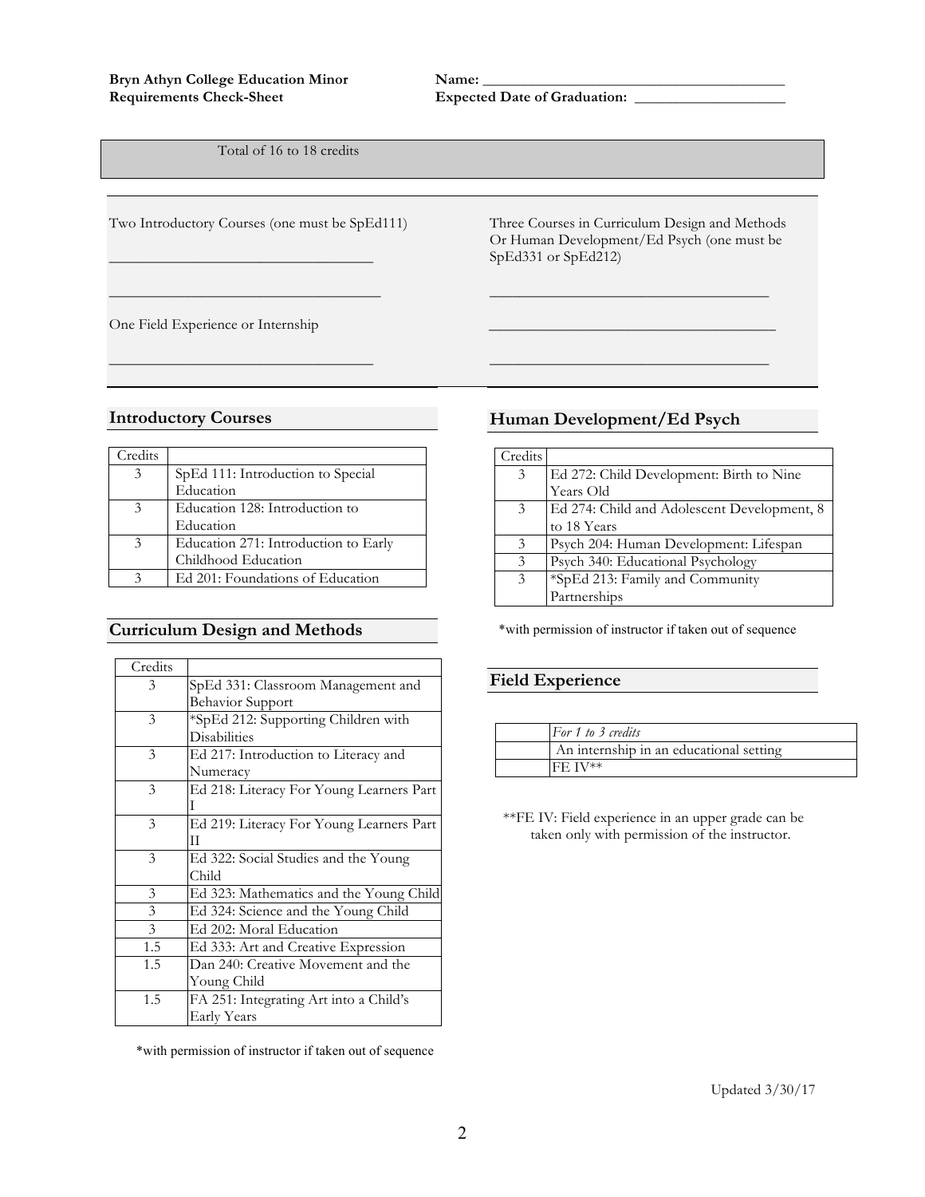**Bryn Athyn College Education Minor Requirements Check-Sheet**

**Name:** ________________________________________

**Expected Date of Graduation:** ____________________

Total of 16 to 18 credits

Two Introductory Courses (one must be SpEd111)

__________________________________

__________________________________

One Field Experience or Internship

__________________________________

Three Courses in Curriculum Design and Methods Or Human Development/Ed Psych (one must be SpEd331 or SpEd212)

__________________________________

__________________________________

__________________________________

## Introductory Courses

| Credits | |
|---|---|
| 3 | SpEd 111: Introduction to Special Education |
| 3 | Education 128: Introduction to Education |
| 3 | Education 271: Introduction to Early Childhood Education |
| 3 | Ed 201: Foundations of Education |

## Curriculum Design and Methods

| Credits | |
|---|---|
| 3 | SpEd 331: Classroom Management and Behavior Support |
| 3 | *SpEd 212: Supporting Children with Disabilities |
| 3 | Ed 217: Introduction to Literacy and Numeracy |
| 3 | Ed 218: Literacy For Young Learners Part I |
| 3 | Ed 219: Literacy For Young Learners Part II |
| 3 | Ed 322: Social Studies and the Young Child |
| 3 | Ed 323: Mathematics and the Young Child |
| 3 | Ed 324: Science and the Young Child |
| 3 | Ed 202: Moral Education |
| 1.5 | Ed 333: Art and Creative Expression |
| 1.5 | Dan 240: Creative Movement and the Young Child |
| 1.5 | FA 251: Integrating Art into a Child's Early Years |

*with permission of instructor if taken out of sequence

## Human Development/Ed Psych

| Credits | |
|---|---|
| 3 | Ed 272: Child Development: Birth to Nine Years Old |
| 3 | Ed 274: Child and Adolescent Development, 8 to 18 Years |
| 3 | Psych 204: Human Development: Lifespan |
| 3 | Psych 340: Educational Psychology |
| 3 | *SpEd 213: Family and Community Partnerships |

*with permission of instructor if taken out of sequence

## Field Experience

| | |
|---|---|
| | *For 1 to 3 credits* |
| | An internship in an educational setting |
| | FE IV** |

**FE IV: Field experience in an upper grade can be taken only with permission of the instructor.

Updated 3/30/17